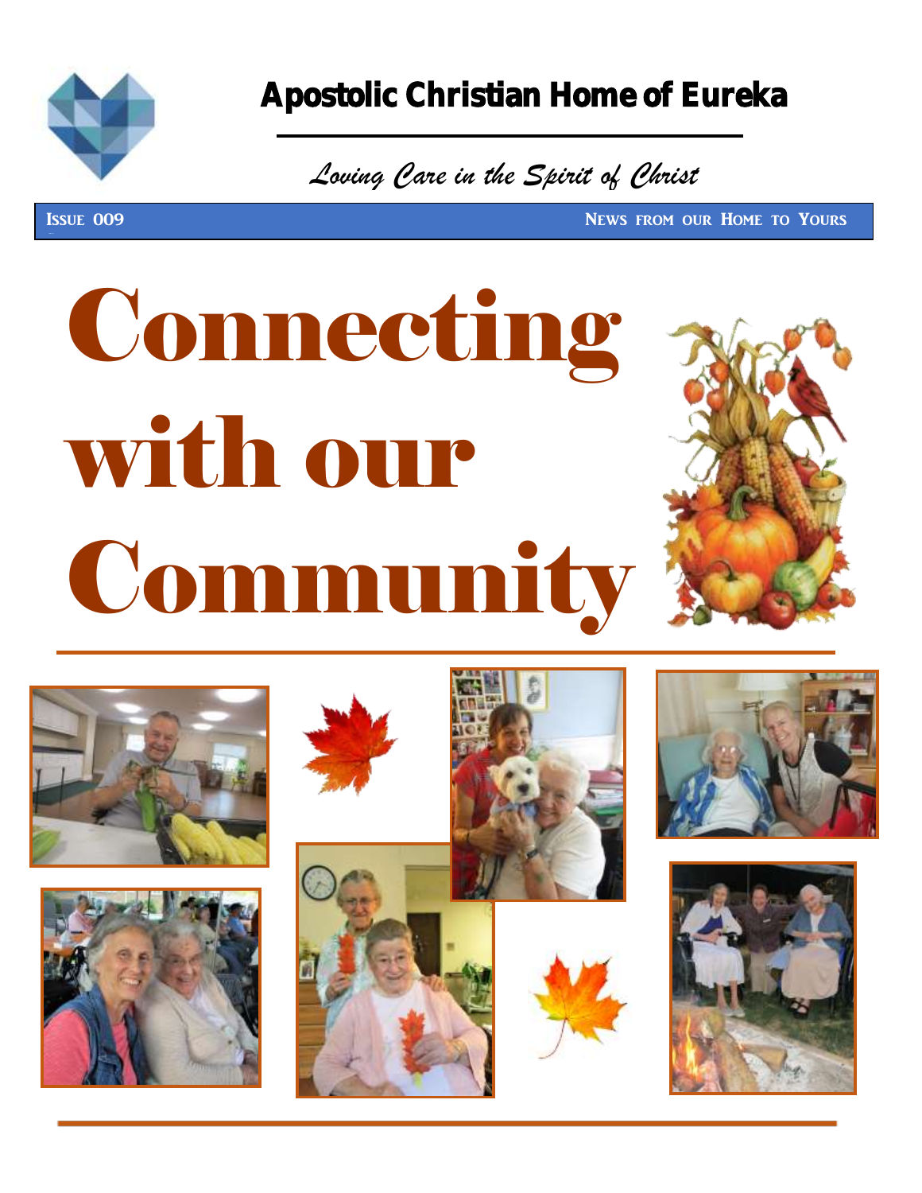# Apostolic Christian Home of Eureka

*Loving Care in the Spirit of Christ*

ISSUE 009 — NEWS FROM OUR HOME TO YOURS

# Connecting with our Community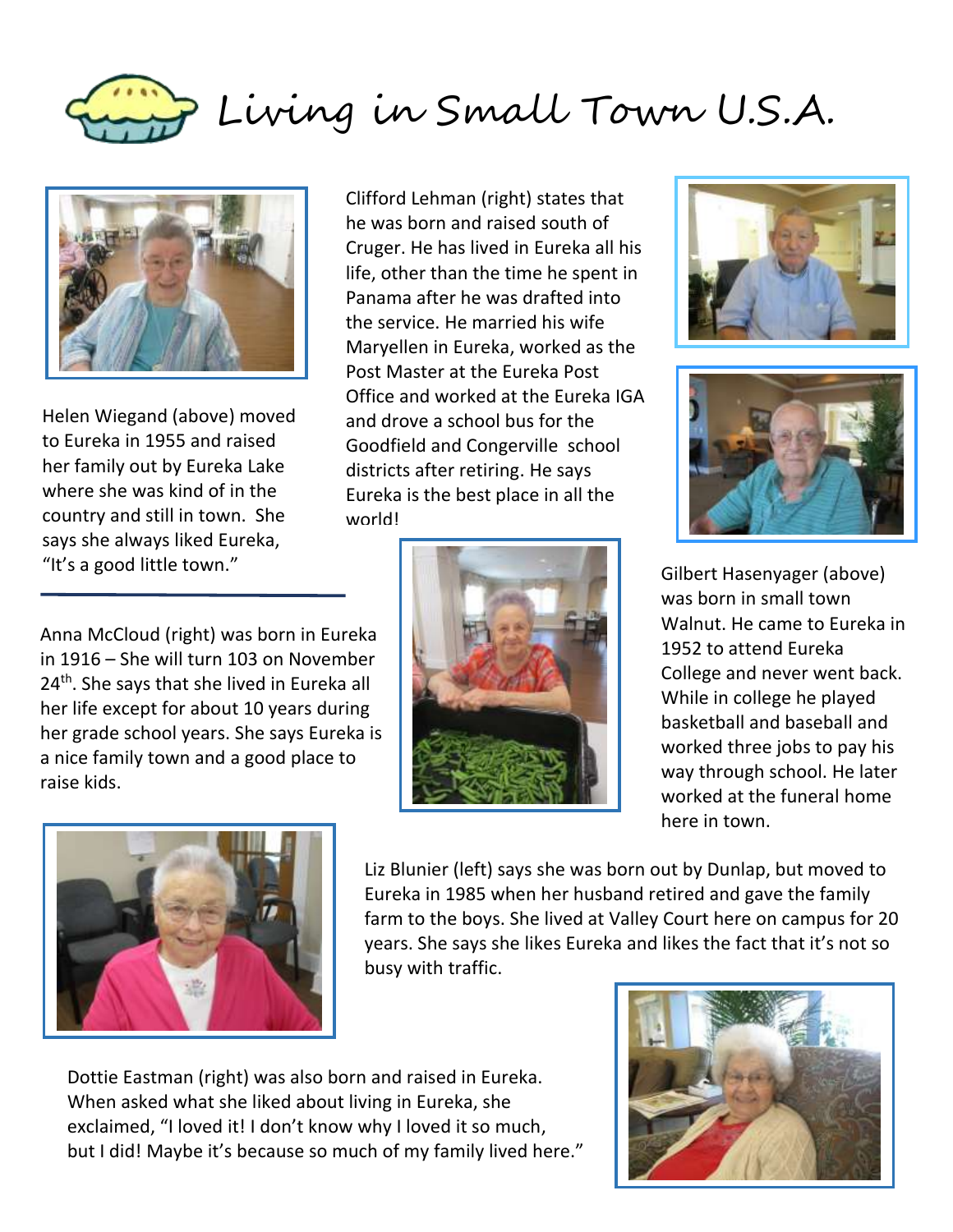# Living in Small Town U.S.A.

Helen Wiegand (above) moved to Eureka in 1955 and raised her family out by Eureka Lake where she was kind of in the country and still in town. She says she always liked Eureka, "It's a good little town."

Clifford Lehman (right) states that he was born and raised south of Cruger. He has lived in Eureka all his life, other than the time he spent in Panama after he was drafted into the service. He married his wife Maryellen in Eureka, worked as the Post Master at the Eureka Post Office and worked at the Eureka IGA and drove a school bus for the Goodfield and Congerville school districts after retiring. He says Eureka is the best place in all the world!

---

Anna McCloud (right) was born in Eureka in 1916 – She will turn 103 on November 24th. She says that she lived in Eureka all her life except for about 10 years during her grade school years. She says Eureka is a nice family town and a good place to raise kids.

Gilbert Hasenyager (above) was born in small town Walnut. He came to Eureka in 1952 to attend Eureka College and never went back. While in college he played basketball and baseball and worked three jobs to pay his way through school. He later worked at the funeral home here in town.

Liz Blunier (left) says she was born out by Dunlap, but moved to Eureka in 1985 when her husband retired and gave the family farm to the boys. She lived at Valley Court here on campus for 20 years. She says she likes Eureka and likes the fact that it's not so busy with traffic.

Dottie Eastman (right) was also born and raised in Eureka. When asked what she liked about living in Eureka, she exclaimed, "I loved it! I don't know why I loved it so much, but I did! Maybe it's because so much of my family lived here."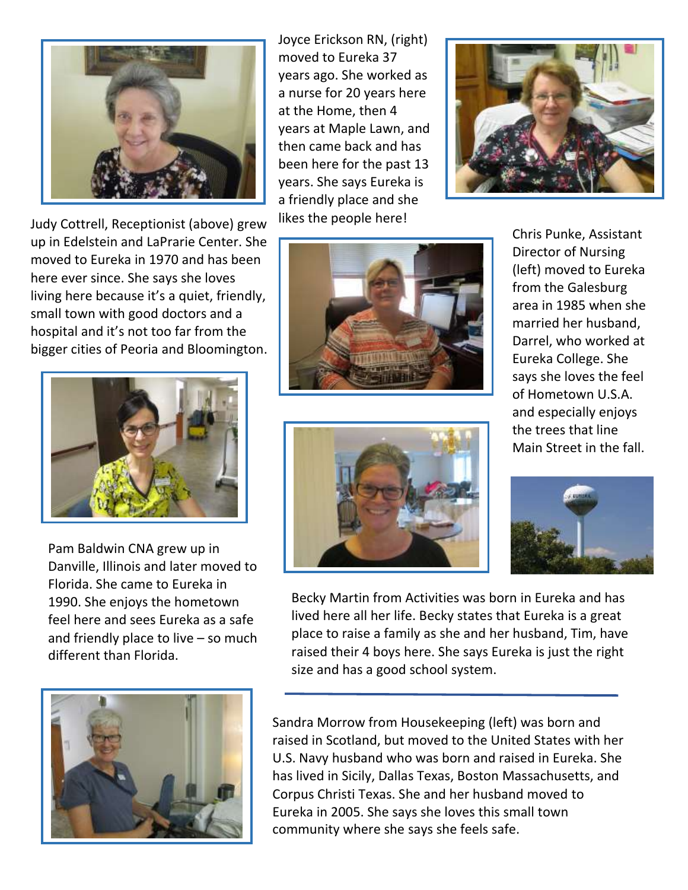Judy Cottrell, Receptionist (above) grew up in Edelstein and LaPrarie Center. She moved to Eureka in 1970 and has been here ever since. She says she loves living here because it's a quiet, friendly, small town with good doctors and a hospital and it's not too far from the bigger cities of Peoria and Bloomington.

Joyce Erickson RN, (right) moved to Eureka 37 years ago. She worked as a nurse for 20 years here at the Home, then 4 years at Maple Lawn, and then came back and has been here for the past 13 years. She says Eureka is a friendly place and she likes the people here!

Chris Punke, Assistant Director of Nursing (left) moved to Eureka from the Galesburg area in 1985 when she married her husband, Darrel, who worked at Eureka College. She says she loves the feel of Hometown U.S.A. and especially enjoys the trees that line Main Street in the fall.

Pam Baldwin CNA grew up in Danville, Illinois and later moved to Florida. She came to Eureka in 1990. She enjoys the hometown feel here and sees Eureka as a safe and friendly place to live – so much different than Florida.

Becky Martin from Activities was born in Eureka and has lived here all her life. Becky states that Eureka is a great place to raise a family as she and her husband, Tim, have raised their 4 boys here. She says Eureka is just the right size and has a good school system.

---

Sandra Morrow from Housekeeping (left) was born and raised in Scotland, but moved to the United States with her U.S. Navy husband who was born and raised in Eureka. She has lived in Sicily, Dallas Texas, Boston Massachusetts, and Corpus Christi Texas. She and her husband moved to Eureka in 2005. She says she loves this small town community where she says she feels safe.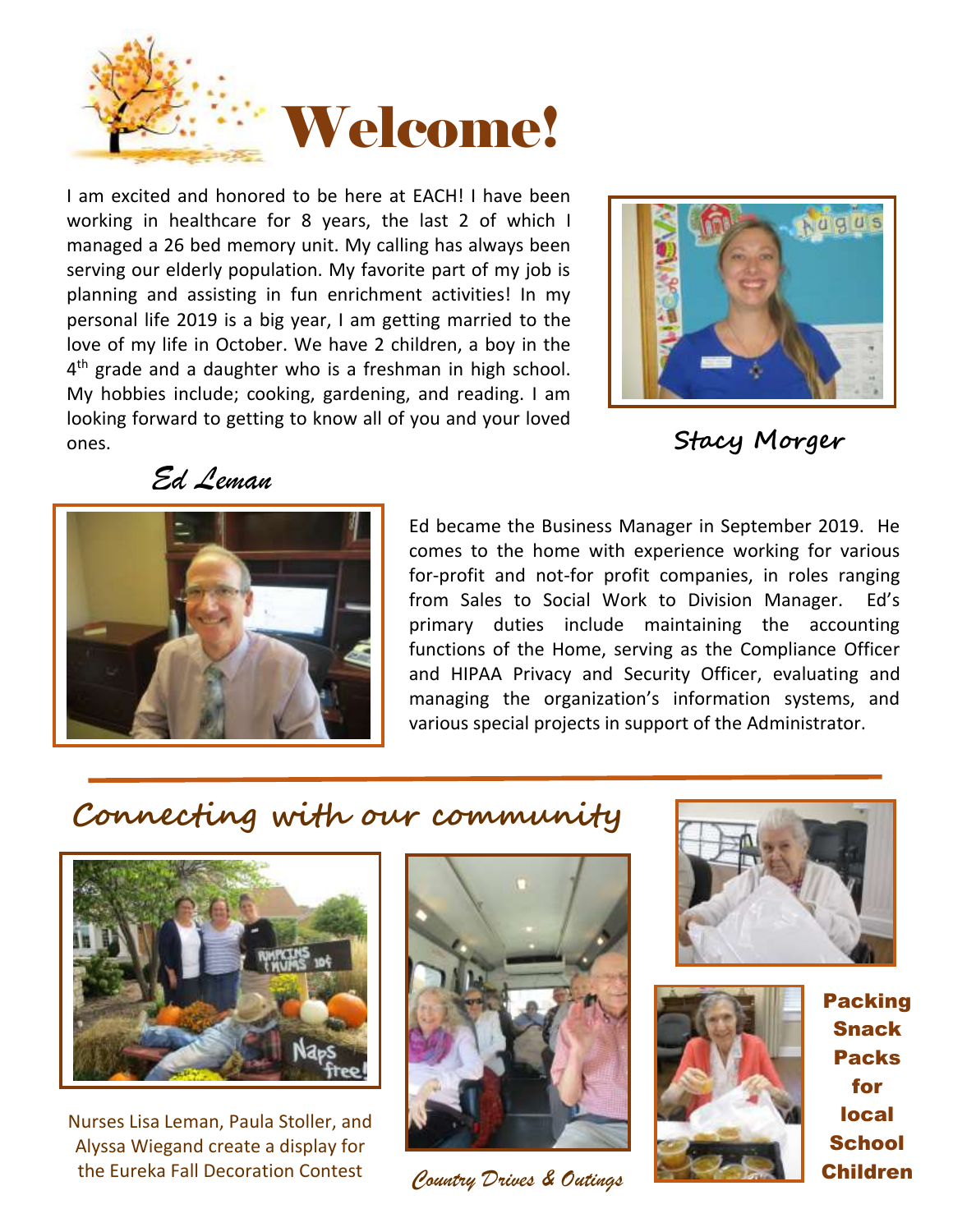# Welcome!

I am excited and honored to be here at EACH! I have been working in healthcare for 8 years, the last 2 of which I managed a 26 bed memory unit. My calling has always been serving our elderly population. My favorite part of my job is planning and assisting in fun enrichment activities! In my personal life 2019 is a big year, I am getting married to the love of my life in October. We have 2 children, a boy in the 4th grade and a daughter who is a freshman in high school. My hobbies include; cooking, gardening, and reading. I am looking forward to getting to know all of you and your loved ones.

**Stacy Morger**

***Ed Leman***

Ed became the Business Manager in September 2019. He comes to the home with experience working for various for-profit and not-for profit companies, in roles ranging from Sales to Social Work to Division Manager. Ed's primary duties include maintaining the accounting functions of the Home, serving as the Compliance Officer and HIPAA Privacy and Security Officer, evaluating and managing the organization's information systems, and various special projects in support of the Administrator.

## Connecting with our community

Nurses Lisa Leman, Paula Stoller, and Alyssa Wiegand create a display for the Eureka Fall Decoration Contest

*Country Drives & Outings*

**Packing Snack Packs for local School Children**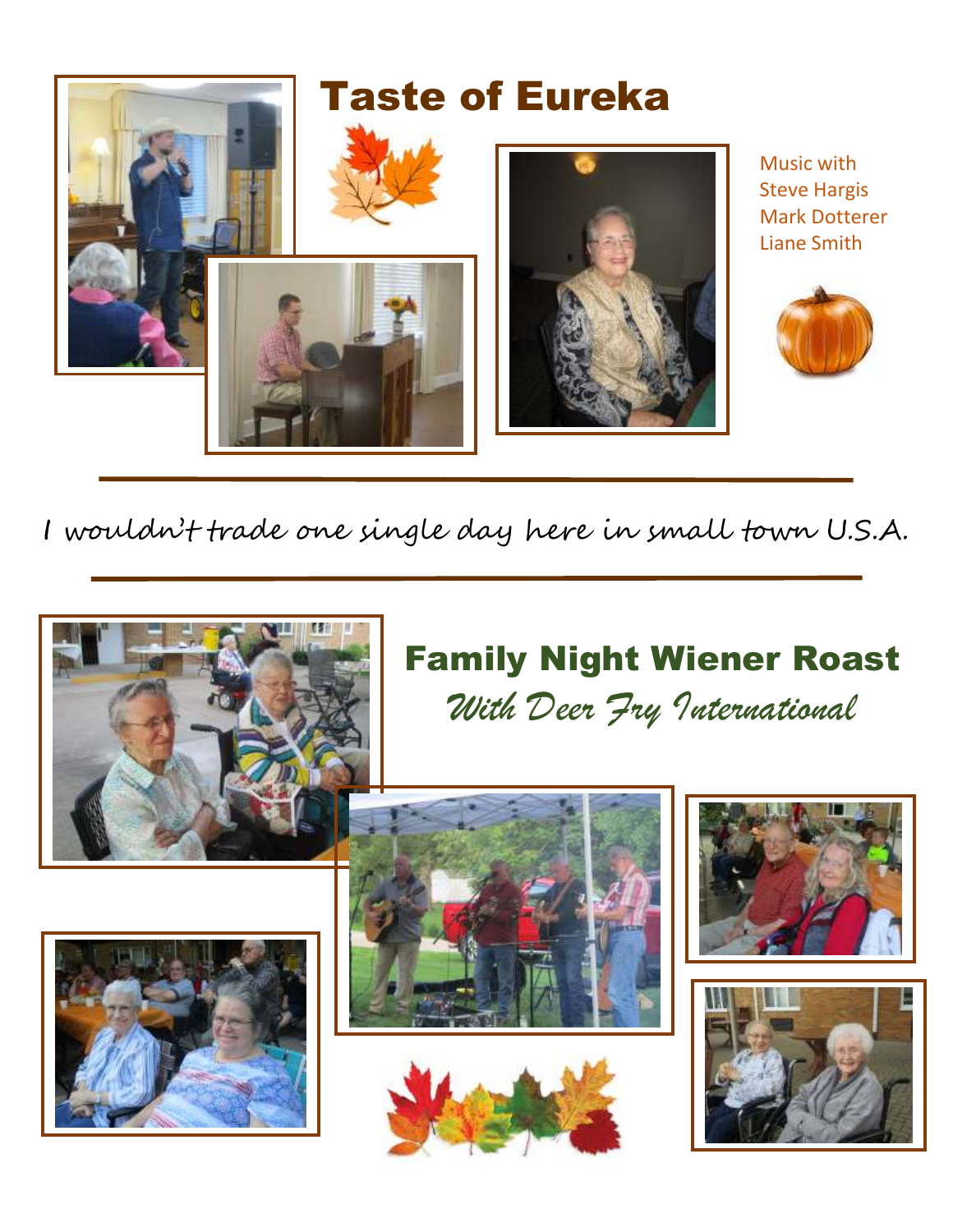# Taste of Eureka

Music with
Steve Hargis
Mark Dotterer
Liane Smith

---

*I wouldn't trade one single day here in small town U.S.A.*

---

## Family Night Wiener Roast

*With Deer Fry International*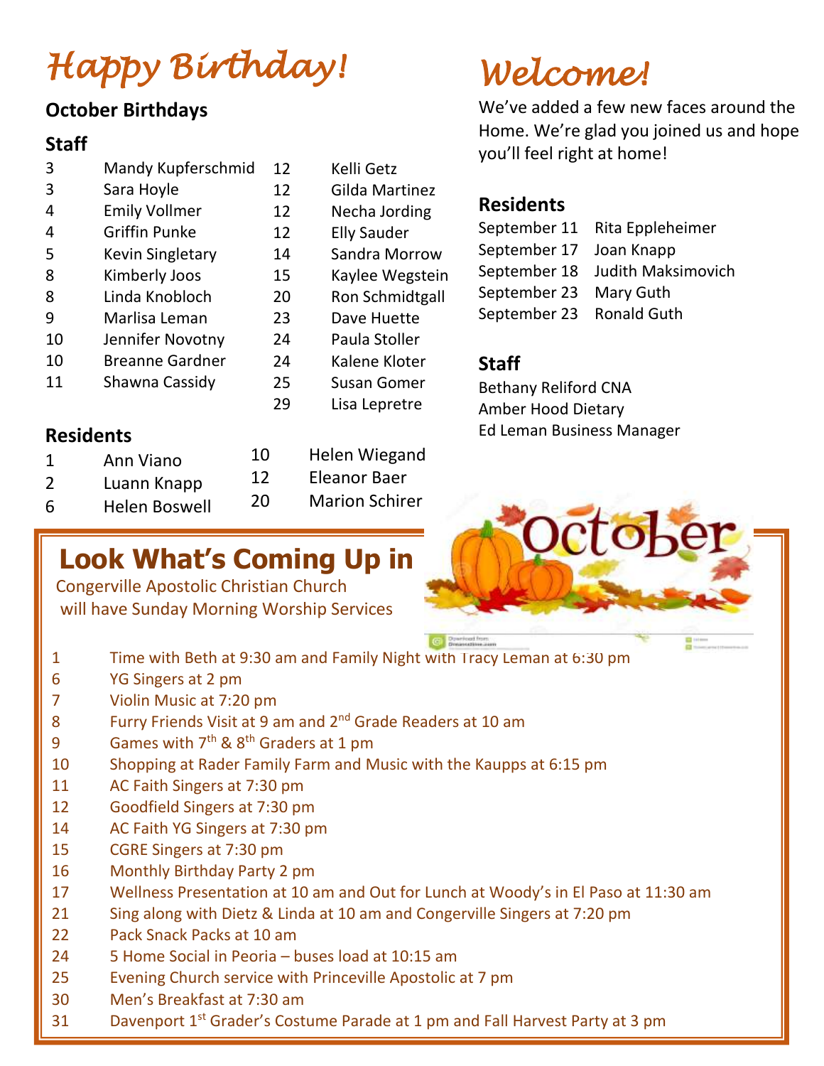# Happy Birthday!

### October Birthdays

### Staff

| | | | |
|---|---|---|---|
| 3 | Mandy Kupferschmid | 12 | Kelli Getz |
| 3 | Sara Hoyle | 12 | Gilda Martinez |
| 4 | Emily Vollmer | 12 | Necha Jording |
| 4 | Griffin Punke | 12 | Elly Sauder |
| 5 | Kevin Singletary | 14 | Sandra Morrow |
| 8 | Kimberly Joos | 15 | Kaylee Wegstein |
| 8 | Linda Knobloch | 20 | Ron Schmidtgall |
| 9 | Marlisa Leman | 23 | Dave Huette |
| 10 | Jennifer Novotny | 24 | Paula Stoller |
| 10 | Breanne Gardner | 24 | Kalene Kloter |
| 11 | Shawna Cassidy | 25 | Susan Gomer |
| | | 29 | Lisa Lepretre |

### Residents

| | | | |
|---|---|---|---|
| 1 | Ann Viano | 10 | Helen Wiegand |
| 2 | Luann Knapp | 12 | Eleanor Baer |
| 6 | Helen Boswell | 20 | Marion Schirer |

# Welcome!

We've added a few new faces around the Home. We're glad you joined us and hope you'll feel right at home!

### Residents

| | |
|---|---|
| September 11 | Rita Eppleheimer |
| September 17 | Joan Knapp |
| September 18 | Judith Maksimovich |
| September 23 | Mary Guth |
| September 23 | Ronald Guth |

### Staff

Bethany Reliford CNA
Amber Hood Dietary
Ed Leman Business Manager

## Look What's Coming Up in October

Congerville Apostolic Christian Church will have Sunday Morning Worship Services

| | |
|---|---|
| 1 | Time with Beth at 9:30 am and Family Night with Tracy Leman at 6:30 pm |
| 6 | YG Singers at 2 pm |
| 7 | Violin Music at 7:20 pm |
| 8 | Furry Friends Visit at 9 am and 2nd Grade Readers at 10 am |
| 9 | Games with 7th & 8th Graders at 1 pm |
| 10 | Shopping at Rader Family Farm and Music with the Kaupps at 6:15 pm |
| 11 | AC Faith Singers at 7:30 pm |
| 12 | Goodfield Singers at 7:30 pm |
| 14 | AC Faith YG Singers at 7:30 pm |
| 15 | CGRE Singers at 7:30 pm |
| 16 | Monthly Birthday Party 2 pm |
| 17 | Wellness Presentation at 10 am and Out for Lunch at Woody's in El Paso at 11:30 am |
| 21 | Sing along with Dietz & Linda at 10 am and Congerville Singers at 7:20 pm |
| 22 | Pack Snack Packs at 10 am |
| 24 | 5 Home Social in Peoria – buses load at 10:15 am |
| 25 | Evening Church service with Princeville Apostolic at 7 pm |
| 30 | Men's Breakfast at 7:30 am |
| 31 | Davenport 1st Grader's Costume Parade at 1 pm and Fall Harvest Party at 3 pm |